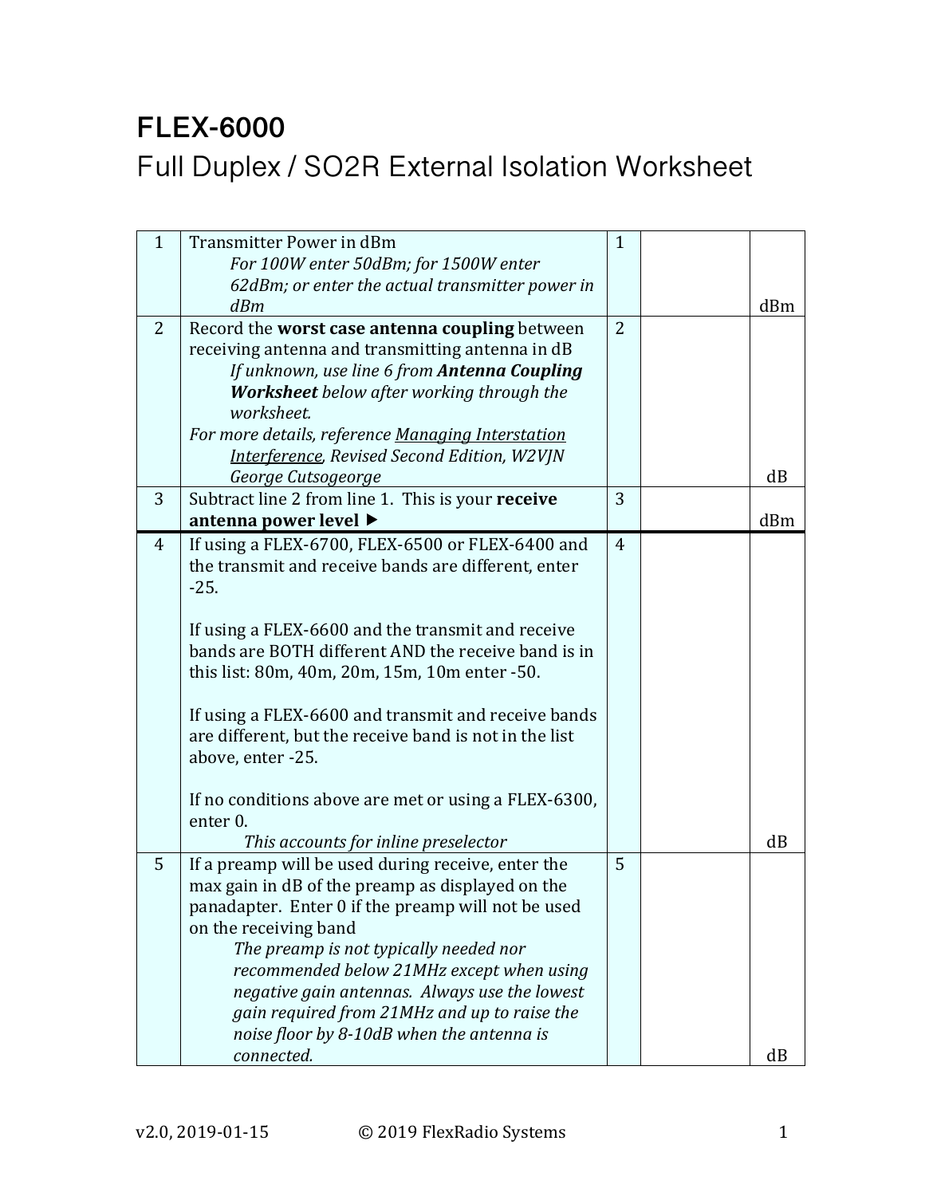# FLEX-6000

## Full Duplex / SO2R External Isolation Worksheet

| | | | | |
|---|---|---|---|---|
| 1 | Transmitter Power in dBm<br>*For 100W enter 50dBm; for 1500W enter 62dBm; or enter the actual transmitter power in dBm* | 1 | | dBm |
| 2 | Record the **worst case antenna coupling** between receiving antenna and transmitting antenna in dB<br>*If unknown, use line 6 from **Antenna Coupling Worksheet** below after working through the worksheet.*<br>*For more details, reference Managing Interstation Interference, Revised Second Edition, W2VJN George Cutsogeorge* | 2 | | dB |
| 3 | Subtract line 2 from line 1. This is your **receive antenna power level ▶** | 3 | | dBm |
| 4 | If using a FLEX-6700, FLEX-6500 or FLEX-6400 and the transmit and receive bands are different, enter -25.<br><br>If using a FLEX-6600 and the transmit and receive bands are BOTH different AND the receive band is in this list: 80m, 40m, 20m, 15m, 10m enter -50.<br><br>If using a FLEX-6600 and transmit and receive bands are different, but the receive band is not in the list above, enter -25.<br><br>If no conditions above are met or using a FLEX-6300, enter 0.<br>*This accounts for inline preselector* | 4 | | dB |
| 5 | If a preamp will be used during receive, enter the max gain in dB of the preamp as displayed on the panadapter. Enter 0 if the preamp will not be used on the receiving band<br>*The preamp is not typically needed nor recommended below 21MHz except when using negative gain antennas. Always use the lowest gain required from 21MHz and up to raise the noise floor by 8-10dB when the antenna is connected.* | 5 | | dB |

v2.0, 2019-01-15 © 2019 FlexRadio Systems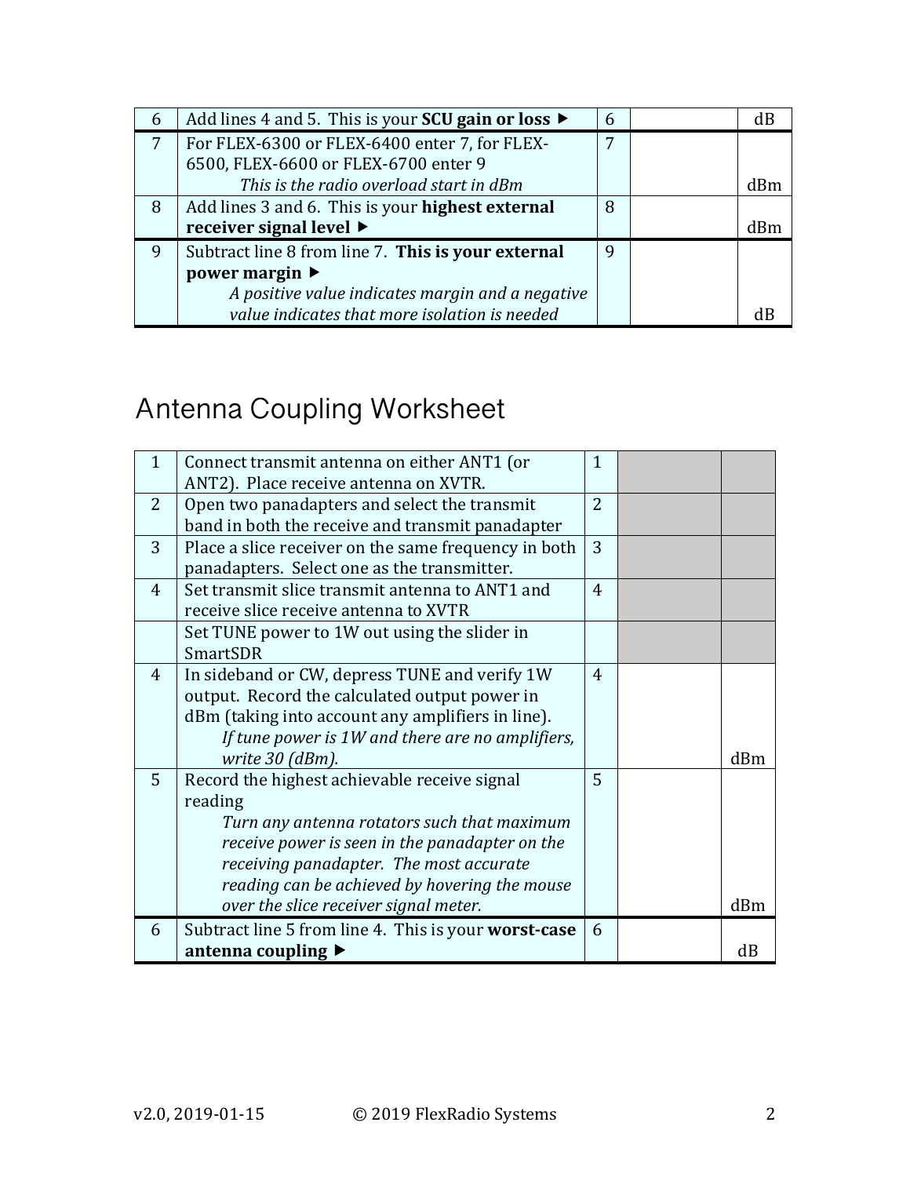| | | | | |
|---|---|---|---|---|
| 6 | Add lines 4 and 5. This is your **SCU gain or loss ▶** | 6 | | dB |
| 7 | For FLEX-6300 or FLEX-6400 enter 7, for FLEX-6500, FLEX-6600 or FLEX-6700 enter 9 *This is the radio overload start in dBm* | 7 | | dBm |
| 8 | Add lines 3 and 6. This is your **highest external receiver signal level ▶** | 8 | | dBm |
| 9 | Subtract line 8 from line 7. **This is your external power margin ▶** *A positive value indicates margin and a negative value indicates that more isolation is needed* | 9 | | dB |

# Antenna Coupling Worksheet

| | | | | |
|---|---|---|---|---|
| 1 | Connect transmit antenna on either ANT1 (or ANT2). Place receive antenna on XVTR. | 1 | | |
| 2 | Open two panadapters and select the transmit band in both the receive and transmit panadapter | 2 | | |
| 3 | Place a slice receiver on the same frequency in both panadapters. Select one as the transmitter. | 3 | | |
| 4 | Set transmit slice transmit antenna to ANT1 and receive slice receive antenna to XVTR | 4 | | |
| | Set TUNE power to 1W out using the slider in SmartSDR | | | |
| 4 | In sideband or CW, depress TUNE and verify 1W output. Record the calculated output power in dBm (taking into account any amplifiers in line). *If tune power is 1W and there are no amplifiers, write 30 (dBm).* | 4 | | dBm |
| 5 | Record the highest achievable receive signal reading *Turn any antenna rotators such that maximum receive power is seen in the panadapter on the receiving panadapter. The most accurate reading can be achieved by hovering the mouse over the slice receiver signal meter.* | 5 | | dBm |
| 6 | Subtract line 5 from line 4. This is your **worst-case antenna coupling ▶** | 6 | | dB |

v2.0, 2019-01-15 © 2019 FlexRadio Systems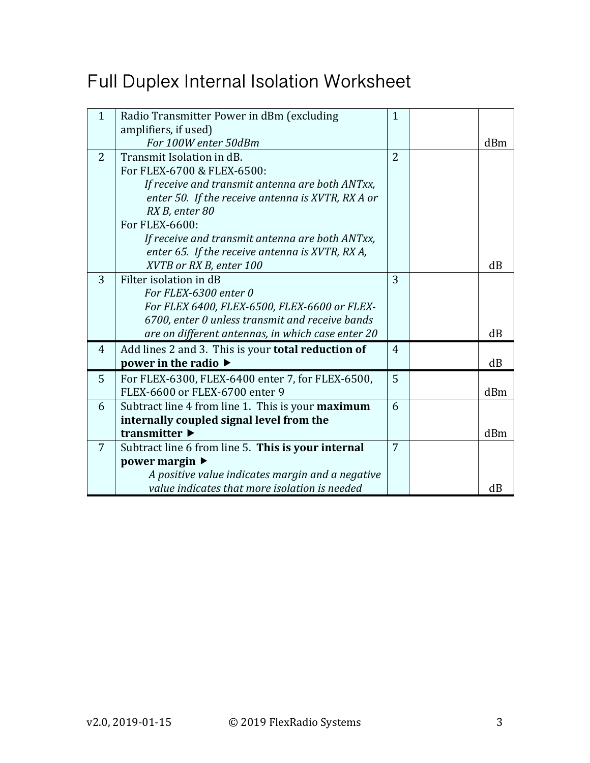# Full Duplex Internal Isolation Worksheet

| | | | | |
|---|---|---|---|---|
| 1 | Radio Transmitter Power in dBm (excluding amplifiers, if used)<br>*For 100W enter 50dBm* | 1 | | dBm |
| 2 | Transmit Isolation in dB.<br>For FLEX-6700 & FLEX-6500:<br>*If receive and transmit antenna are both ANTxx, enter 50. If the receive antenna is XVTR, RX A or RX B, enter 80*<br>For FLEX-6600:<br>*If receive and transmit antenna are both ANTxx, enter 65. If the receive antenna is XVTR, RX A, XVTB or RX B, enter 100* | 2 | | dB |
| 3 | Filter isolation in dB<br>*For FLEX-6300 enter 0*<br>*For FLEX 6400, FLEX-6500, FLEX-6600 or FLEX-6700, enter 0 unless transmit and receive bands are on different antennas, in which case enter 20* | 3 | | dB |
| 4 | Add lines 2 and 3. This is your **total reduction of power in the radio ▶** | 4 | | dB |
| 5 | For FLEX-6300, FLEX-6400 enter 7, for FLEX-6500, FLEX-6600 or FLEX-6700 enter 9 | 5 | | dBm |
| 6 | Subtract line 4 from line 1. This is your **maximum internally coupled signal level from the transmitter ▶** | 6 | | dBm |
| 7 | Subtract line 6 from line 5. **This is your internal power margin ▶**<br>*A positive value indicates margin and a negative value indicates that more isolation is needed* | 7 | | dB |

v2.0, 2019-01-15 © 2019 FlexRadio Systems